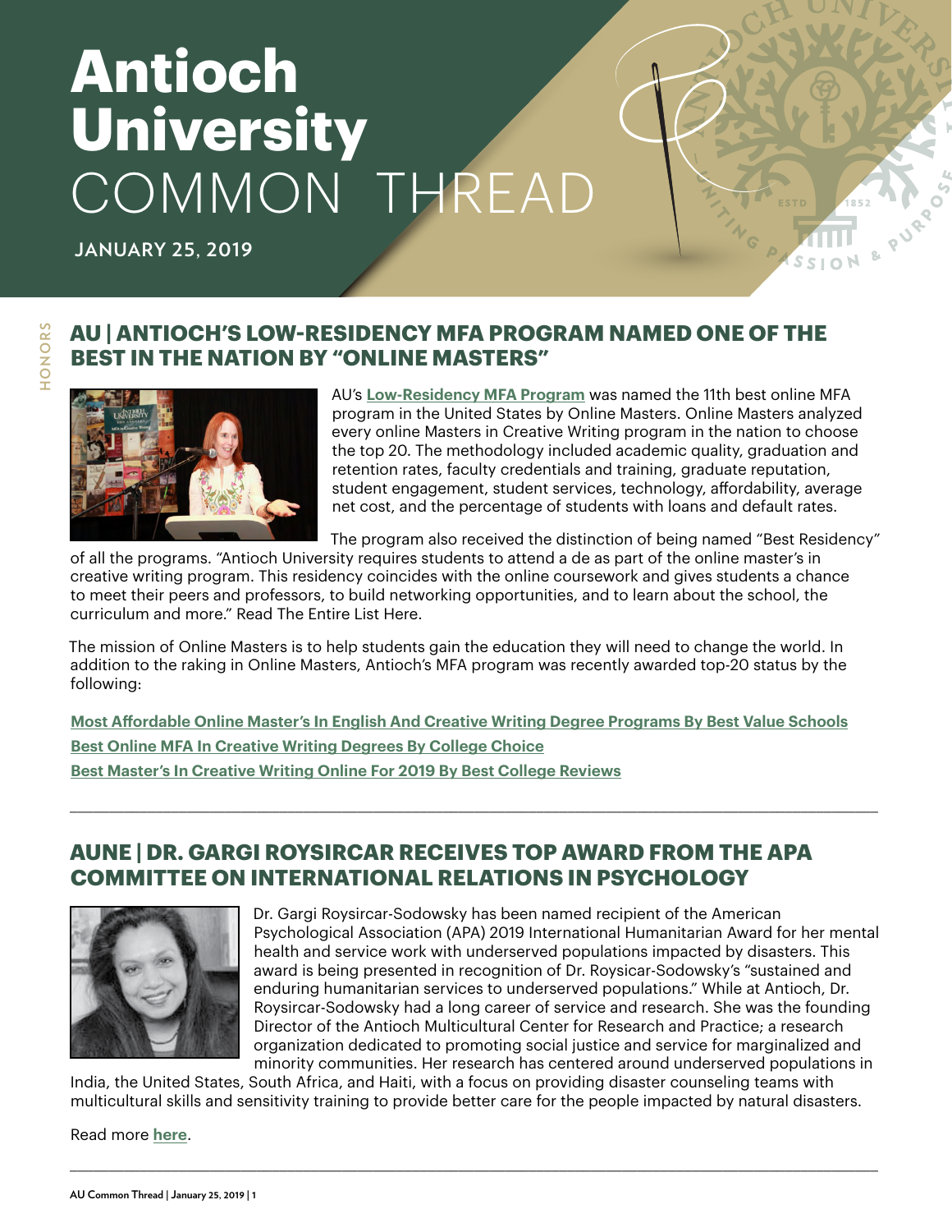# Antioch University COMMON THREAD

**JANUARY 25, 2019**

HONORS

## AU | ANTIOCH'S LOW-RESIDENCY MFA PROGRAM NAMED ONE OF THE BEST IN THE NATION BY "ONLINE MASTERS"

AU's **Low-Residency MFA Program** was named the 11th best online MFA program in the United States by Online Masters. Online Masters analyzed every online Masters in Creative Writing program in the nation to choose the top 20. The methodology included academic quality, graduation and retention rates, faculty credentials and training, graduate reputation, student engagement, student services, technology, affordability, average net cost, and the percentage of students with loans and default rates.

The program also received the distinction of being named "Best Residency" of all the programs. "Antioch University requires students to attend a de as part of the online master's in creative writing program. This residency coincides with the online coursework and gives students a chance to meet their peers and professors, to build networking opportunities, and to learn about the school, the curriculum and more." Read The Entire List Here.

The mission of Online Masters is to help students gain the education they will need to change the world. In addition to the raking in Online Masters, Antioch's MFA program was recently awarded top-20 status by the following:

**Most Affordable Online Master's In English And Creative Writing Degree Programs By Best Value Schools**
**Best Online MFA In Creative Writing Degrees By College Choice**
**Best Master's In Creative Writing Online For 2019 By Best College Reviews**

---

## AUNE | DR. GARGI ROYSIRCAR RECEIVES TOP AWARD FROM THE APA COMMITTEE ON INTERNATIONAL RELATIONS IN PSYCHOLOGY

Dr. Gargi Roysircar-Sodowsky has been named recipient of the American Psychological Association (APA) 2019 International Humanitarian Award for her mental health and service work with underserved populations impacted by disasters. This award is being presented in recognition of Dr. Roysicar-Sodowsky's "sustained and enduring humanitarian services to underserved populations." While at Antioch, Dr. Roysircar-Sodowsky had a long career of service and research. She was the founding Director of the Antioch Multicultural Center for Research and Practice; a research organization dedicated to promoting social justice and service for marginalized and minority communities. Her research has centered around underserved populations in India, the United States, South Africa, and Haiti, with a focus on providing disaster counseling teams with multicultural skills and sensitivity training to provide better care for the people impacted by natural disasters.

Read more **here**.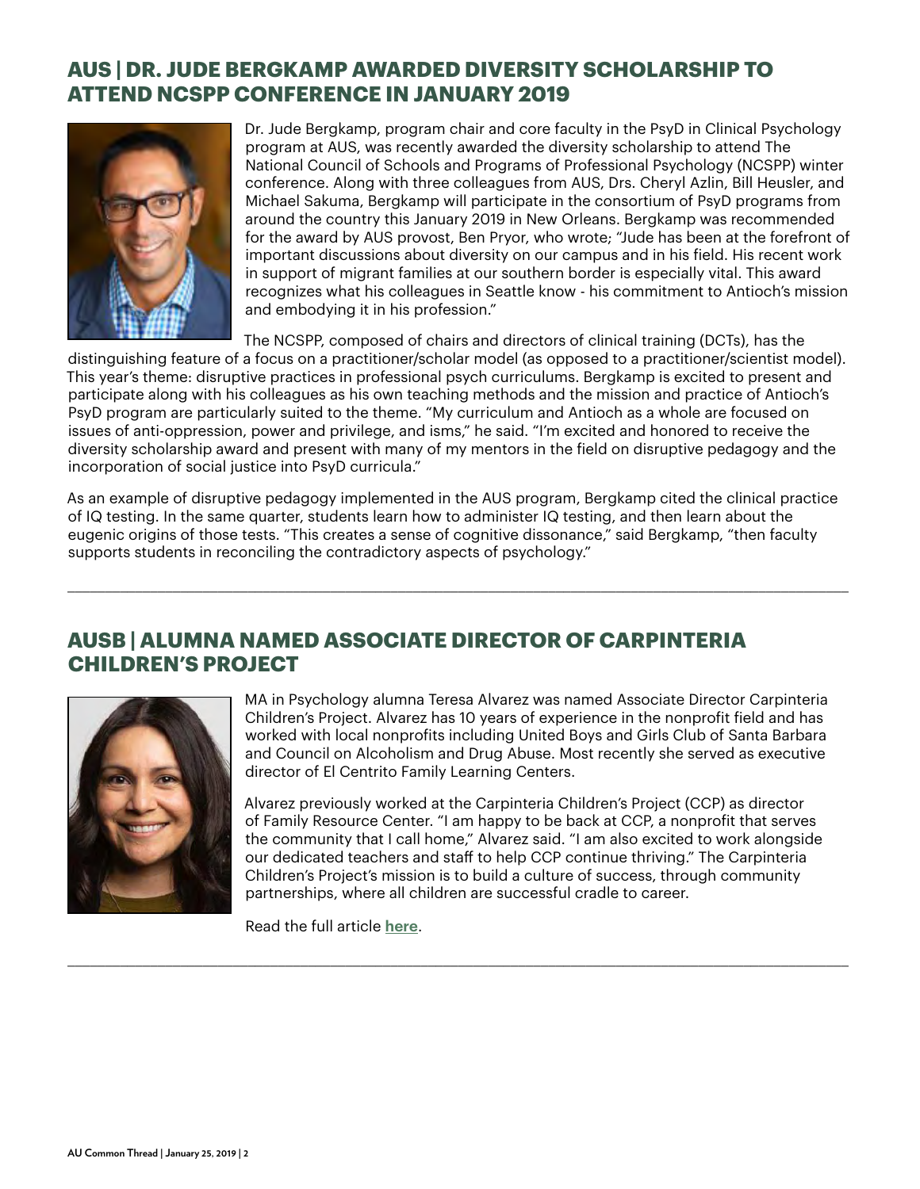## AUS | DR. JUDE BERGKAMP AWARDED DIVERSITY SCHOLARSHIP TO ATTEND NCSPP CONFERENCE IN JANUARY 2019

Dr. Jude Bergkamp, program chair and core faculty in the PsyD in Clinical Psychology program at AUS, was recently awarded the diversity scholarship to attend The National Council of Schools and Programs of Professional Psychology (NCSPP) winter conference. Along with three colleagues from AUS, Drs. Cheryl Azlin, Bill Heusler, and Michael Sakuma, Bergkamp will participate in the consortium of PsyD programs from around the country this January 2019 in New Orleans. Bergkamp was recommended for the award by AUS provost, Ben Pryor, who wrote; "Jude has been at the forefront of important discussions about diversity on our campus and in his field. His recent work in support of migrant families at our southern border is especially vital. This award recognizes what his colleagues in Seattle know - his commitment to Antioch's mission and embodying it in his profession."

The NCSPP, composed of chairs and directors of clinical training (DCTs), has the distinguishing feature of a focus on a practitioner/scholar model (as opposed to a practitioner/scientist model). This year's theme: disruptive practices in professional psych curriculums. Bergkamp is excited to present and participate along with his colleagues as his own teaching methods and the mission and practice of Antioch's PsyD program are particularly suited to the theme. "My curriculum and Antioch as a whole are focused on issues of anti-oppression, power and privilege, and isms," he said. "I'm excited and honored to receive the diversity scholarship award and present with many of my mentors in the field on disruptive pedagogy and the incorporation of social justice into PsyD curricula."

As an example of disruptive pedagogy implemented in the AUS program, Bergkamp cited the clinical practice of IQ testing. In the same quarter, students learn how to administer IQ testing, and then learn about the eugenic origins of those tests. "This creates a sense of cognitive dissonance," said Bergkamp, "then faculty supports students in reconciling the contradictory aspects of psychology."

---

## AUSB | ALUMNA NAMED ASSOCIATE DIRECTOR OF CARPINTERIA CHILDREN'S PROJECT

MA in Psychology alumna Teresa Alvarez was named Associate Director Carpinteria Children's Project. Alvarez has 10 years of experience in the nonprofit field and has worked with local nonprofits including United Boys and Girls Club of Santa Barbara and Council on Alcoholism and Drug Abuse. Most recently she served as executive director of El Centrito Family Learning Centers.

Alvarez previously worked at the Carpinteria Children's Project (CCP) as director of Family Resource Center. "I am happy to be back at CCP, a nonprofit that serves the community that I call home," Alvarez said. "I am also excited to work alongside our dedicated teachers and staff to help CCP continue thriving." The Carpinteria Children's Project's mission is to build a culture of success, through community partnerships, where all children are successful cradle to career.

Read the full article **here**.

---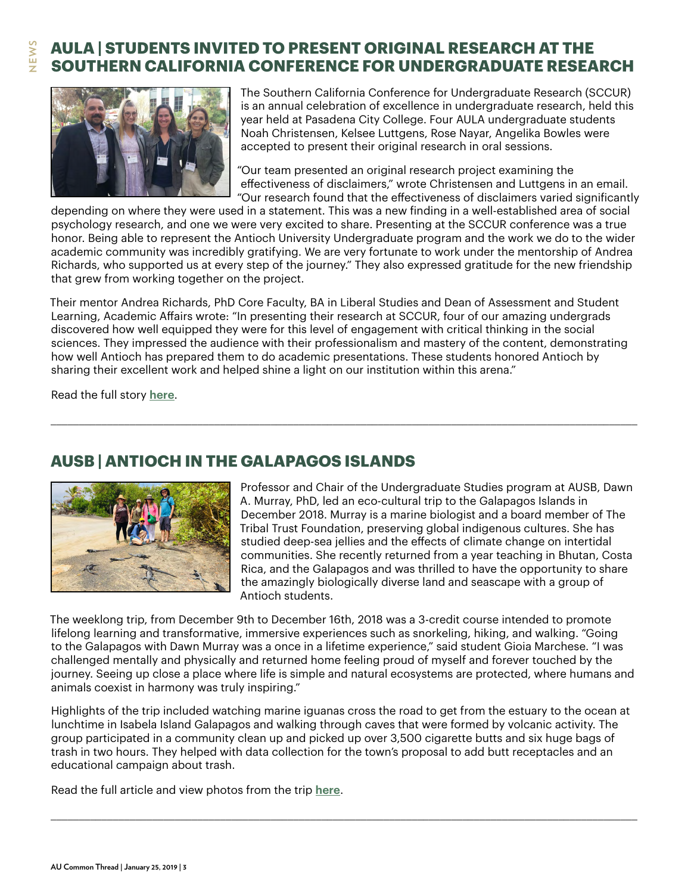## AULA | STUDENTS INVITED TO PRESENT ORIGINAL RESEARCH AT THE SOUTHERN CALIFORNIA CONFERENCE FOR UNDERGRADUATE RESEARCH

The Southern California Conference for Undergraduate Research (SCCUR) is an annual celebration of excellence in undergraduate research, held this year held at Pasadena City College. Four AULA undergraduate students Noah Christensen, Kelsee Luttgens, Rose Nayar, Angelika Bowles were accepted to present their original research in oral sessions.

"Our team presented an original research project examining the effectiveness of disclaimers," wrote Christensen and Luttgens in an email. "Our research found that the effectiveness of disclaimers varied significantly depending on where they were used in a statement. This was a new finding in a well-established area of social psychology research, and one we were very excited to share. Presenting at the SCCUR conference was a true honor. Being able to represent the Antioch University Undergraduate program and the work we do to the wider academic community was incredibly gratifying. We are very fortunate to work under the mentorship of Andrea Richards, who supported us at every step of the journey." They also expressed gratitude for the new friendship that grew from working together on the project.

Their mentor Andrea Richards, PhD Core Faculty, BA in Liberal Studies and Dean of Assessment and Student Learning, Academic Affairs wrote: "In presenting their research at SCCUR, four of our amazing undergrads discovered how well equipped they were for this level of engagement with critical thinking in the social sciences. They impressed the audience with their professionalism and mastery of the content, demonstrating how well Antioch has prepared them to do academic presentations. These students honored Antioch by sharing their excellent work and helped shine a light on our institution within this arena."

Read the full story **here**.

---

## AUSB | ANTIOCH IN THE GALAPAGOS ISLANDS

Professor and Chair of the Undergraduate Studies program at AUSB, Dawn A. Murray, PhD, led an eco-cultural trip to the Galapagos Islands in December 2018. Murray is a marine biologist and a board member of The Tribal Trust Foundation, preserving global indigenous cultures. She has studied deep-sea jellies and the effects of climate change on intertidal communities. She recently returned from a year teaching in Bhutan, Costa Rica, and the Galapagos and was thrilled to have the opportunity to share the amazingly biologically diverse land and seascape with a group of Antioch students.

The weeklong trip, from December 9th to December 16th, 2018 was a 3-credit course intended to promote lifelong learning and transformative, immersive experiences such as snorkeling, hiking, and walking. "Going to the Galapagos with Dawn Murray was a once in a lifetime experience," said student Gioia Marchese. "I was challenged mentally and physically and returned home feeling proud of myself and forever touched by the journey. Seeing up close a place where life is simple and natural ecosystems are protected, where humans and animals coexist in harmony was truly inspiring."

Highlights of the trip included watching marine iguanas cross the road to get from the estuary to the ocean at lunchtime in Isabela Island Galapagos and walking through caves that were formed by volcanic activity. The group participated in a community clean up and picked up over 3,500 cigarette butts and six huge bags of trash in two hours. They helped with data collection for the town's proposal to add butt receptacles and an educational campaign about trash.

Read the full article and view photos from the trip **here**.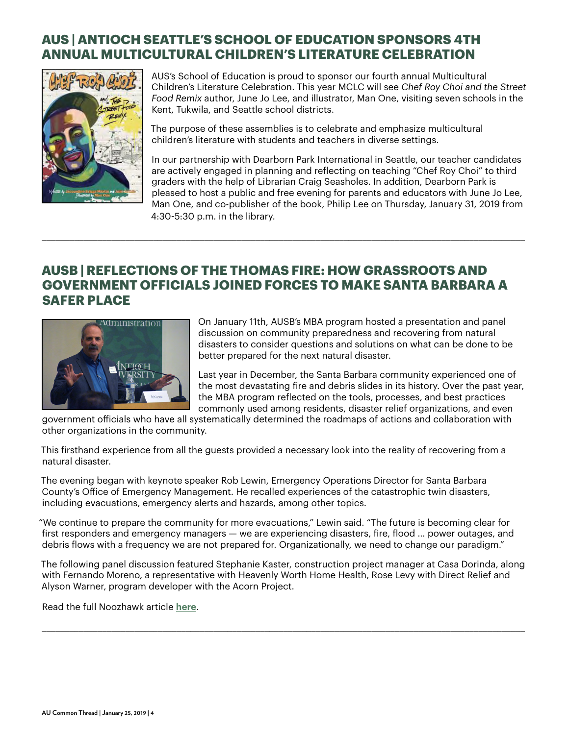## AUS | ANTIOCH SEATTLE'S SCHOOL OF EDUCATION SPONSORS 4TH ANNUAL MULTICULTURAL CHILDREN'S LITERATURE CELEBRATION

AUS's School of Education is proud to sponsor our fourth annual Multicultural Children's Literature Celebration. This year MCLC will see *Chef Roy Choi and the Street Food Remix* author, June Jo Lee, and illustrator, Man One, visiting seven schools in the Kent, Tukwila, and Seattle school districts.

The purpose of these assemblies is to celebrate and emphasize multicultural children's literature with students and teachers in diverse settings.

In our partnership with Dearborn Park International in Seattle, our teacher candidates are actively engaged in planning and reflecting on teaching "Chef Roy Choi" to third graders with the help of Librarian Craig Seasholes. In addition, Dearborn Park is pleased to host a public and free evening for parents and educators with June Jo Lee, Man One, and co-publisher of the book, Philip Lee on Thursday, January 31, 2019 from 4:30-5:30 p.m. in the library.

---

## AUSB | REFLECTIONS OF THE THOMAS FIRE: HOW GRASSROOTS AND GOVERNMENT OFFICIALS JOINED FORCES TO MAKE SANTA BARBARA A SAFER PLACE

On January 11th, AUSB's MBA program hosted a presentation and panel discussion on community preparedness and recovering from natural disasters to consider questions and solutions on what can be done to be better prepared for the next natural disaster.

Last year in December, the Santa Barbara community experienced one of the most devastating fire and debris slides in its history. Over the past year, the MBA program reflected on the tools, processes, and best practices commonly used among residents, disaster relief organizations, and even government officials who have all systematically determined the roadmaps of actions and collaboration with other organizations in the community.

This firsthand experience from all the guests provided a necessary look into the reality of recovering from a natural disaster.

The evening began with keynote speaker Rob Lewin, Emergency Operations Director for Santa Barbara County's Office of Emergency Management. He recalled experiences of the catastrophic twin disasters, including evacuations, emergency alerts and hazards, among other topics.

"We continue to prepare the community for more evacuations," Lewin said. "The future is becoming clear for first responders and emergency managers — we are experiencing disasters, fire, flood ... power outages, and debris flows with a frequency we are not prepared for. Organizationally, we need to change our paradigm."

The following panel discussion featured Stephanie Kaster, construction project manager at Casa Dorinda, along with Fernando Moreno, a representative with Heavenly Worth Home Health, Rose Levy with Direct Relief and Alyson Warner, program developer with the Acorn Project.

Read the full Noozhawk article **here**.

---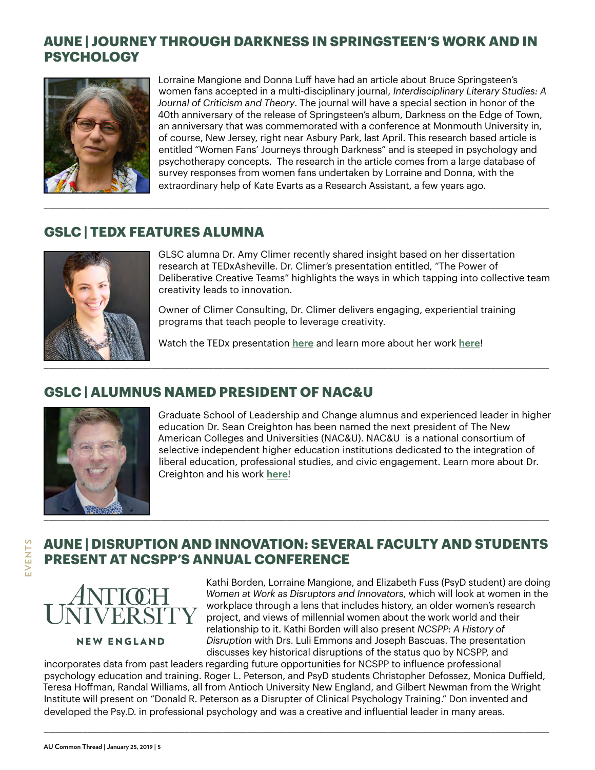## AUNE | JOURNEY THROUGH DARKNESS IN SPRINGSTEEN'S WORK AND IN PSYCHOLOGY

Lorraine Mangione and Donna Luff have had an article about Bruce Springsteen's women fans accepted in a multi-disciplinary journal, *Interdisciplinary Literary Studies: A Journal of Criticism and Theory*. The journal will have a special section in honor of the 40th anniversary of the release of Springsteen's album, Darkness on the Edge of Town, an anniversary that was commemorated with a conference at Monmouth University in, of course, New Jersey, right near Asbury Park, last April. This research based article is entitled "Women Fans' Journeys through Darkness" and is steeped in psychology and psychotherapy concepts. The research in the article comes from a large database of survey responses from women fans undertaken by Lorraine and Donna, with the extraordinary help of Kate Evarts as a Research Assistant, a few years ago.

---

## GSLC | TEDX FEATURES ALUMNA

GLSC alumna Dr. Amy Climer recently shared insight based on her dissertation research at TEDxAsheville. Dr. Climer's presentation entitled, "The Power of Deliberative Creative Teams" highlights the ways in which tapping into collective team creativity leads to innovation.

Owner of Climer Consulting, Dr. Climer delivers engaging, experiential training programs that teach people to leverage creativity.

Watch the TEDx presentation **here** and learn more about her work **here**!

---

## GSLC | ALUMNUS NAMED PRESIDENT OF NAC&U

Graduate School of Leadership and Change alumnus and experienced leader in higher education Dr. Sean Creighton has been named the next president of The New American Colleges and Universities (NAC&U). NAC&U is a national consortium of selective independent higher education institutions dedicated to the integration of liberal education, professional studies, and civic engagement. Learn more about Dr. Creighton and his work **here**!

---

EVENTS

## AUNE | DISRUPTION AND INNOVATION: SEVERAL FACULTY AND STUDENTS PRESENT AT NCSPP'S ANNUAL CONFERENCE

ANTIOCH UNIVERSITY NEW ENGLAND

Kathi Borden, Lorraine Mangione, and Elizabeth Fuss (PsyD student) are doing *Women at Work as Disruptors and Innovators*, which will look at women in the workplace through a lens that includes history, an older women's research project, and views of millennial women about the work world and their relationship to it. Kathi Borden will also present *NCSPP: A History of Disruption* with Drs. Luli Emmons and Joseph Bascuas. The presentation discusses key historical disruptions of the status quo by NCSPP, and incorporates data from past leaders regarding future opportunities for NCSPP to influence professional psychology education and training. Roger L. Peterson, and PsyD students Christopher Defossez, Monica Duffield, Teresa Hoffman, Randal Williams, all from Antioch University New England, and Gilbert Newman from the Wright Institute will present on "Donald R. Peterson as a Disrupter of Clinical Psychology Training." Don invented and developed the Psy.D. in professional psychology and was a creative and influential leader in many areas.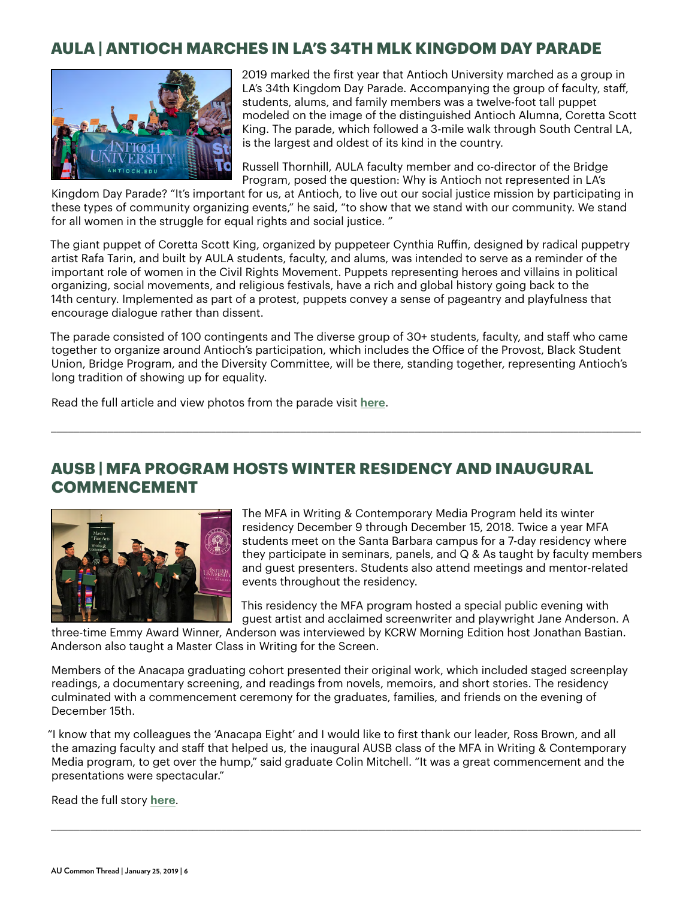## AULA | ANTIOCH MARCHES IN LA'S 34TH MLK KINGDOM DAY PARADE

2019 marked the first year that Antioch University marched as a group in LA's 34th Kingdom Day Parade. Accompanying the group of faculty, staff, students, alums, and family members was a twelve-foot tall puppet modeled on the image of the distinguished Antioch Alumna, Coretta Scott King. The parade, which followed a 3-mile walk through South Central LA, is the largest and oldest of its kind in the country.

Russell Thornhill, AULA faculty member and co-director of the Bridge Program, posed the question: Why is Antioch not represented in LA's Kingdom Day Parade? "It's important for us, at Antioch, to live out our social justice mission by participating in these types of community organizing events," he said, "to show that we stand with our community. We stand for all women in the struggle for equal rights and social justice. "

The giant puppet of Coretta Scott King, organized by puppeteer Cynthia Ruffin, designed by radical puppetry artist Rafa Tarin, and built by AULA students, faculty, and alums, was intended to serve as a reminder of the important role of women in the Civil Rights Movement. Puppets representing heroes and villains in political organizing, social movements, and religious festivals, have a rich and global history going back to the 14th century. Implemented as part of a protest, puppets convey a sense of pageantry and playfulness that encourage dialogue rather than dissent.

The parade consisted of 100 contingents and The diverse group of 30+ students, faculty, and staff who came together to organize around Antioch's participation, which includes the Office of the Provost, Black Student Union, Bridge Program, and the Diversity Committee, will be there, standing together, representing Antioch's long tradition of showing up for equality.

Read the full article and view photos from the parade visit **here**.

---

## AUSB | MFA PROGRAM HOSTS WINTER RESIDENCY AND INAUGURAL COMMENCEMENT

The MFA in Writing & Contemporary Media Program held its winter residency December 9 through December 15, 2018. Twice a year MFA students meet on the Santa Barbara campus for a 7-day residency where they participate in seminars, panels, and Q & As taught by faculty members and guest presenters. Students also attend meetings and mentor-related events throughout the residency.

This residency the MFA program hosted a special public evening with guest artist and acclaimed screenwriter and playwright Jane Anderson. A three-time Emmy Award Winner, Anderson was interviewed by KCRW Morning Edition host Jonathan Bastian. Anderson also taught a Master Class in Writing for the Screen.

Members of the Anacapa graduating cohort presented their original work, which included staged screenplay readings, a documentary screening, and readings from novels, memoirs, and short stories. The residency culminated with a commencement ceremony for the graduates, families, and friends on the evening of December 15th.

"I know that my colleagues the 'Anacapa Eight' and I would like to first thank our leader, Ross Brown, and all the amazing faculty and staff that helped us, the inaugural AUSB class of the MFA in Writing & Contemporary Media program, to get over the hump," said graduate Colin Mitchell. "It was a great commencement and the presentations were spectacular."

Read the full story **here**.

---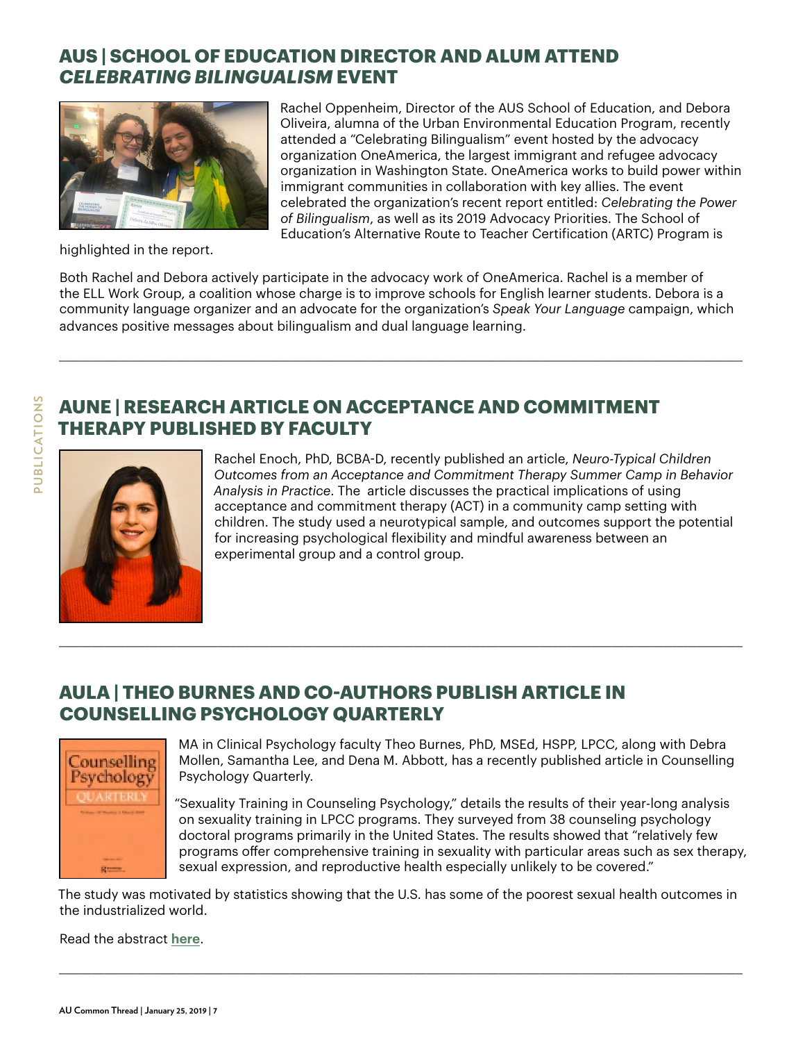## AUS | SCHOOL OF EDUCATION DIRECTOR AND ALUM ATTEND *CELEBRATING BILINGUALISM* EVENT

Rachel Oppenheim, Director of the AUS School of Education, and Debora Oliveira, alumna of the Urban Environmental Education Program, recently attended a "Celebrating Bilingualism" event hosted by the advocacy organization OneAmerica, the largest immigrant and refugee advocacy organization in Washington State. OneAmerica works to build power within immigrant communities in collaboration with key allies. The event celebrated the organization's recent report entitled: *Celebrating the Power of Bilingualism*, as well as its 2019 Advocacy Priorities. The School of Education's Alternative Route to Teacher Certification (ARTC) Program is highlighted in the report.

Both Rachel and Debora actively participate in the advocacy work of OneAmerica. Rachel is a member of the ELL Work Group, a coalition whose charge is to improve schools for English learner students. Debora is a community language organizer and an advocate for the organization's *Speak Your Language* campaign, which advances positive messages about bilingualism and dual language learning.

---

## AUNE | RESEARCH ARTICLE ON ACCEPTANCE AND COMMITMENT THERAPY PUBLISHED BY FACULTY

Rachel Enoch, PhD, BCBA-D, recently published an article, *Neuro-Typical Children Outcomes from an Acceptance and Commitment Therapy Summer Camp in Behavior Analysis in Practice*. The article discusses the practical implications of using acceptance and commitment therapy (ACT) in a community camp setting with children. The study used a neurotypical sample, and outcomes support the potential for increasing psychological flexibility and mindful awareness between an experimental group and a control group.

---

## AULA | THEO BURNES AND CO-AUTHORS PUBLISH ARTICLE IN COUNSELLING PSYCHOLOGY QUARTERLY

MA in Clinical Psychology faculty Theo Burnes, PhD, MSEd, HSPP, LPCC, along with Debra Mollen, Samantha Lee, and Dena M. Abbott, has a recently published article in Counselling Psychology Quarterly.

"Sexuality Training in Counseling Psychology," details the results of their year-long analysis on sexuality training in LPCC programs. They surveyed from 38 counseling psychology doctoral programs primarily in the United States. The results showed that "relatively few programs offer comprehensive training in sexuality with particular areas such as sex therapy, sexual expression, and reproductive health especially unlikely to be covered."

The study was motivated by statistics showing that the U.S. has some of the poorest sexual health outcomes in the industrialized world.

Read the abstract **here**.

---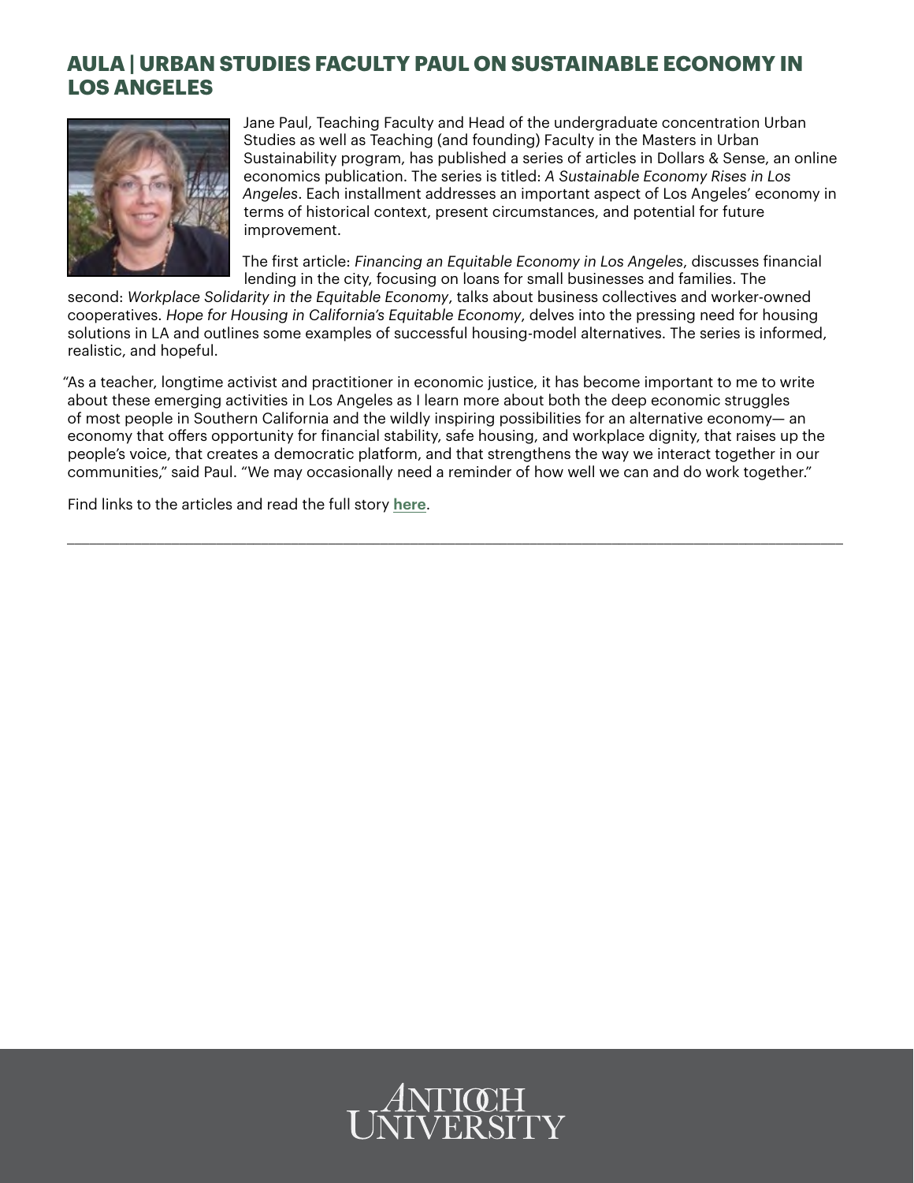## AULA | URBAN STUDIES FACULTY PAUL ON SUSTAINABLE ECONOMY IN LOS ANGELES

Jane Paul, Teaching Faculty and Head of the undergraduate concentration Urban Studies as well as Teaching (and founding) Faculty in the Masters in Urban Sustainability program, has published a series of articles in Dollars & Sense, an online economics publication. The series is titled: *A Sustainable Economy Rises in Los Angeles*. Each installment addresses an important aspect of Los Angeles' economy in terms of historical context, present circumstances, and potential for future improvement.

The first article: *Financing an Equitable Economy in Los Angeles*, discusses financial lending in the city, focusing on loans for small businesses and families. The second: *Workplace Solidarity in the Equitable Economy*, talks about business collectives and worker-owned cooperatives. *Hope for Housing in California's Equitable Economy*, delves into the pressing need for housing solutions in LA and outlines some examples of successful housing-model alternatives. The series is informed, realistic, and hopeful.

"As a teacher, longtime activist and practitioner in economic justice, it has become important to me to write about these emerging activities in Los Angeles as I learn more about both the deep economic struggles of most people in Southern California and the wildly inspiring possibilities for an alternative economy— an economy that offers opportunity for financial stability, safe housing, and workplace dignity, that raises up the people's voice, that creates a democratic platform, and that strengthens the way we interact together in our communities," said Paul. "We may occasionally need a reminder of how well we can and do work together."

Find links to the articles and read the full story **here**.

---